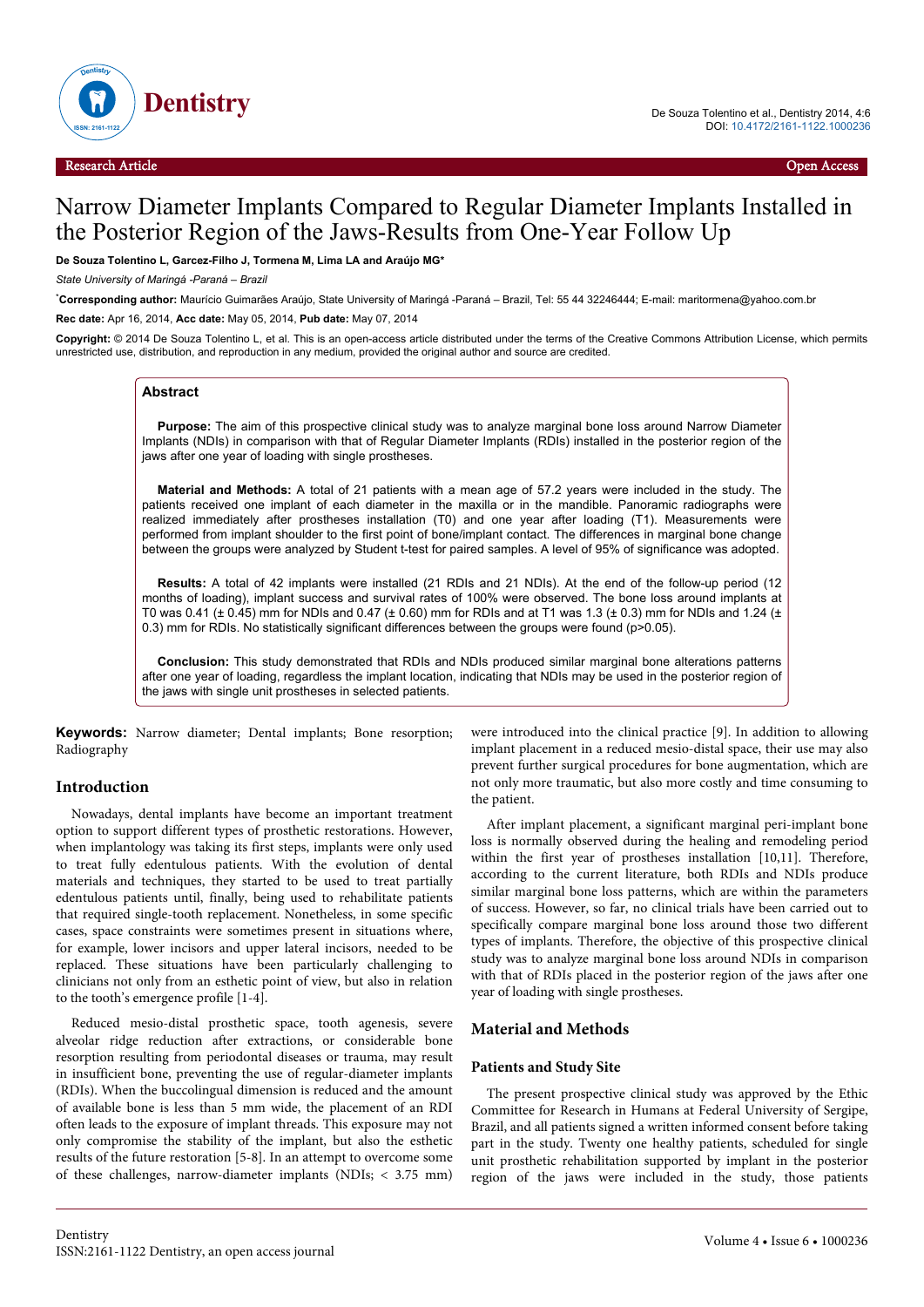Research Article Open Access

# Narrow Diameter Implants Compared to Regular Diameter Implants Installed in the Posterior Region of the Jaws-Results from One-Year Follow Up

**De Souza Tolentino L, Garcez-Filho J, Tormena M, Lima LA and Araújo MG***

*State University of Maringá -Paraná – Brazil*

***Corresponding author:** Maurício Guimarães Araújo, State University of Maringá -Paraná – Brazil, Tel: 55 44 32246444; E-mail: maritormena@yahoo.com.br

**Rec date:** Apr 16, 2014, **Acc date:** May 05, 2014, **Pub date:** May 07, 2014

**Copyright:** © 2014 De Souza Tolentino L, et al. This is an open-access article distributed under the terms of the Creative Commons Attribution License, which permits unrestricted use, distribution, and reproduction in any medium, provided the original author and source are credited.

## Abstract

**Purpose:** The aim of this prospective clinical study was to analyze marginal bone loss around Narrow Diameter Implants (NDIs) in comparison with that of Regular Diameter Implants (RDIs) installed in the posterior region of the jaws after one year of loading with single prostheses.

**Material and Methods:** A total of 21 patients with a mean age of 57.2 years were included in the study. The patients received one implant of each diameter in the maxilla or in the mandible. Panoramic radiographs were realized immediately after prostheses installation (T0) and one year after loading (T1). Measurements were performed from implant shoulder to the first point of bone/implant contact. The differences in marginal bone change between the groups were analyzed by Student t-test for paired samples. A level of 95% of significance was adopted.

**Results:** A total of 42 implants were installed (21 RDIs and 21 NDIs). At the end of the follow-up period (12 months of loading), implant success and survival rates of 100% were observed. The bone loss around implants at T0 was 0.41 (± 0.45) mm for NDIs and 0.47 (± 0.60) mm for RDIs and at T1 was 1.3 (± 0.3) mm for NDIs and 1.24 (± 0.3) mm for RDIs. No statistically significant differences between the groups were found ($p>0.05$).

**Conclusion:** This study demonstrated that RDIs and NDIs produced similar marginal bone alterations patterns after one year of loading, regardless the implant location, indicating that NDIs may be used in the posterior region of the jaws with single unit prostheses in selected patients.

**Keywords:** Narrow diameter; Dental implants; Bone resorption; Radiography

## Introduction

Nowadays, dental implants have become an important treatment option to support different types of prosthetic restorations. However, when implantology was taking its first steps, implants were only used to treat fully edentulous patients. With the evolution of dental materials and techniques, they started to be used to treat partially edentulous patients until, finally, being used to rehabilitate patients that required single-tooth replacement. Nonetheless, in some specific cases, space constraints were sometimes present in situations where, for example, lower incisors and upper lateral incisors, needed to be replaced. These situations have been particularly challenging to clinicians not only from an esthetic point of view, but also in relation to the tooth's emergence profile [1-4].

Reduced mesio-distal prosthetic space, tooth agenesis, severe alveolar ridge reduction after extractions, or considerable bone resorption resulting from periodontal diseases or trauma, may result in insufficient bone, preventing the use of regular-diameter implants (RDIs). When the buccolingual dimension is reduced and the amount of available bone is less than 5 mm wide, the placement of an RDI often leads to the exposure of implant threads. This exposure may not only compromise the stability of the implant, but also the esthetic results of the future restoration [5-8]. In an attempt to overcome some of these challenges, narrow-diameter implants (NDIs; < 3.75 mm) were introduced into the clinical practice [9]. In addition to allowing implant placement in a reduced mesio-distal space, their use may also prevent further surgical procedures for bone augmentation, which are not only more traumatic, but also more costly and time consuming to the patient.

After implant placement, a significant marginal peri-implant bone loss is normally observed during the healing and remodeling period within the first year of prostheses installation [10,11]. Therefore, according to the current literature, both RDIs and NDIs produce similar marginal bone loss patterns, which are within the parameters of success. However, so far, no clinical trials have been carried out to specifically compare marginal bone loss around those two different types of implants. Therefore, the objective of this prospective clinical study was to analyze marginal bone loss around NDIs in comparison with that of RDIs placed in the posterior region of the jaws after one year of loading with single prostheses.

## Material and Methods

### Patients and Study Site

The present prospective clinical study was approved by the Ethic Committee for Research in Humans at Federal University of Sergipe, Brazil, and all patients signed a written informed consent before taking part in the study. Twenty one healthy patients, scheduled for single unit prosthetic rehabilitation supported by implant in the posterior region of the jaws were included in the study, those patients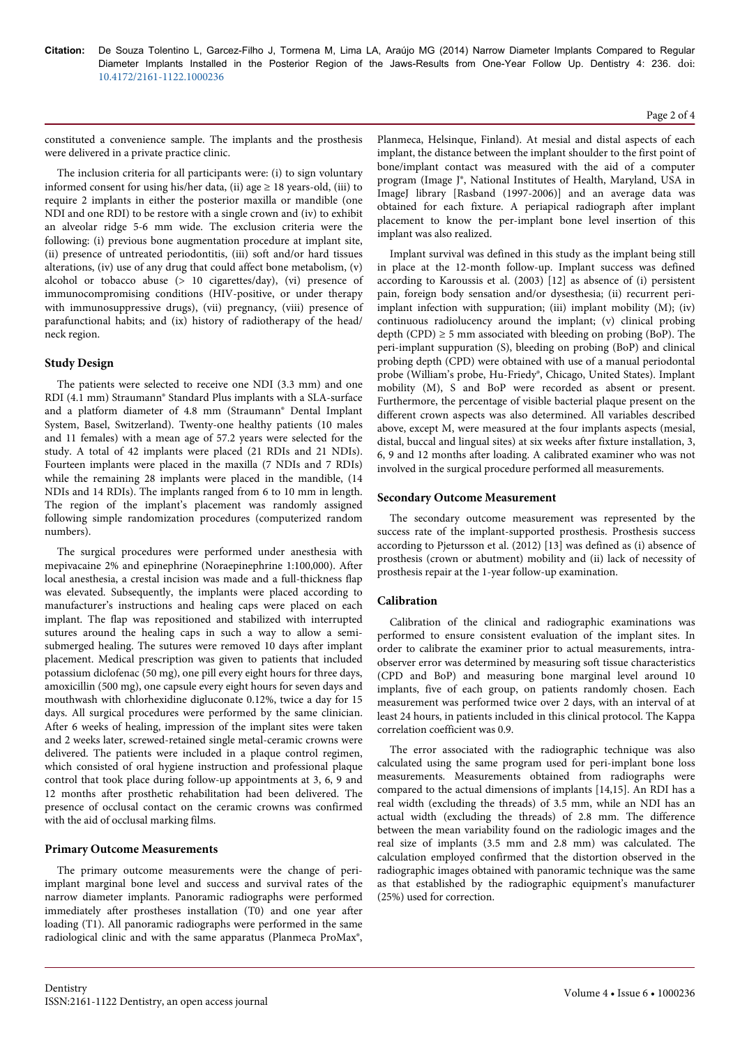constituted a convenience sample. The implants and the prosthesis were delivered in a private practice clinic.

The inclusion criteria for all participants were: (i) to sign voluntary informed consent for using his/her data, (ii) age ≥ 18 years-old, (iii) to require 2 implants in either the posterior maxilla or mandible (one NDI and one RDI) to be restore with a single crown and (iv) to exhibit an alveolar ridge 5-6 mm wide. The exclusion criteria were the following: (i) previous bone augmentation procedure at implant site, (ii) presence of untreated periodontitis, (iii) soft and/or hard tissues alterations, (iv) use of any drug that could affect bone metabolism, (v) alcohol or tobacco abuse (> 10 cigarettes/day), (vi) presence of immunocompromising conditions (HIV-positive, or under therapy with immunosuppressive drugs), (vii) pregnancy, (viii) presence of parafunctional habits; and (ix) history of radiotherapy of the head/neck region.

## Study Design

The patients were selected to receive one NDI (3.3 mm) and one RDI (4.1 mm) Straumann® Standard Plus implants with a SLA-surface and a platform diameter of 4.8 mm (Straumann® Dental Implant System, Basel, Switzerland). Twenty-one healthy patients (10 males and 11 females) with a mean age of 57.2 years were selected for the study. A total of 42 implants were placed (21 RDIs and 21 NDIs). Fourteen implants were placed in the maxilla (7 NDIs and 7 RDIs) while the remaining 28 implants were placed in the mandible, (14 NDIs and 14 RDIs). The implants ranged from 6 to 10 mm in length. The region of the implant's placement was randomly assigned following simple randomization procedures (computerized random numbers).

The surgical procedures were performed under anesthesia with mepivacaine 2% and epinephrine (Noraepinephrine 1:100,000). After local anesthesia, a crestal incision was made and a full-thickness flap was elevated. Subsequently, the implants were placed according to manufacturer's instructions and healing caps were placed on each implant. The flap was repositioned and stabilized with interrupted sutures around the healing caps in such a way to allow a semi-submerged healing. The sutures were removed 10 days after implant placement. Medical prescription was given to patients that included potassium diclofenac (50 mg), one pill every eight hours for three days, amoxicillin (500 mg), one capsule every eight hours for seven days and mouthwash with chlorhexidine digluconate 0.12%, twice a day for 15 days. All surgical procedures were performed by the same clinician. After 6 weeks of healing, impression of the implant sites were taken and 2 weeks later, screwed-retained single metal-ceramic crowns were delivered. The patients were included in a plaque control regimen, which consisted of oral hygiene instruction and professional plaque control that took place during follow-up appointments at 3, 6, 9 and 12 months after prosthetic rehabilitation had been delivered. The presence of occlusal contact on the ceramic crowns was confirmed with the aid of occlusal marking films.

## Primary Outcome Measurements

The primary outcome measurements were the change of peri-implant marginal bone level and success and survival rates of the narrow diameter implants. Panoramic radiographs were performed immediately after prostheses installation (T0) and one year after loading (T1). All panoramic radiographs were performed in the same radiological clinic and with the same apparatus (Planmeca ProMax®, Planmeca, Helsinque, Finland). At mesial and distal aspects of each implant, the distance between the implant shoulder to the first point of bone/implant contact was measured with the aid of a computer program (Image J®, National Institutes of Health, Maryland, USA in ImageJ library [Rasband (1997-2006)] and an average data was obtained for each fixture. A periapical radiograph after implant placement to know the per-implant bone level insertion of this implant was also realized.

Implant survival was defined in this study as the implant being still in place at the 12-month follow-up. Implant success was defined according to Karoussis et al. (2003) [12] as absence of (i) persistent pain, foreign body sensation and/or dysesthesia; (ii) recurrent peri-implant infection with suppuration; (iii) implant mobility (M); (iv) continuous radiolucency around the implant; (v) clinical probing depth (CPD) ≥ 5 mm associated with bleeding on probing (BoP). The peri-implant suppuration (S), bleeding on probing (BoP) and clinical probing depth (CPD) were obtained with use of a manual periodontal probe (William's probe, Hu-Friedy®, Chicago, United States). Implant mobility (M), S and BoP were recorded as absent or present. Furthermore, the percentage of visible bacterial plaque present on the different crown aspects was also determined. All variables described above, except M, were measured at the four implants aspects (mesial, distal, buccal and lingual sites) at six weeks after fixture installation, 3, 6, 9 and 12 months after loading. A calibrated examiner who was not involved in the surgical procedure performed all measurements.

## Secondary Outcome Measurement

The secondary outcome measurement was represented by the success rate of the implant-supported prosthesis. Prosthesis success according to Pjetursson et al. (2012) [13] was defined as (i) absence of prosthesis (crown or abutment) mobility and (ii) lack of necessity of prosthesis repair at the 1-year follow-up examination.

## Calibration

Calibration of the clinical and radiographic examinations was performed to ensure consistent evaluation of the implant sites. In order to calibrate the examiner prior to actual measurements, intra-observer error was determined by measuring soft tissue characteristics (CPD and BoP) and measuring bone marginal level around 10 implants, five of each group, on patients randomly chosen. Each measurement was performed twice over 2 days, with an interval of at least 24 hours, in patients included in this clinical protocol. The Kappa correlation coefficient was 0.9.

The error associated with the radiographic technique was also calculated using the same program used for peri-implant bone loss measurements. Measurements obtained from radiographs were compared to the actual dimensions of implants [14,15]. An RDI has a real width (excluding the threads) of 3.5 mm, while an NDI has an actual width (excluding the threads) of 2.8 mm. The difference between the mean variability found on the radiologic images and the real size of implants (3.5 mm and 2.8 mm) was calculated. The calculation employed confirmed that the distortion observed in the radiographic images obtained with panoramic technique was the same as that established by the radiographic equipment's manufacturer (25%) used for correction.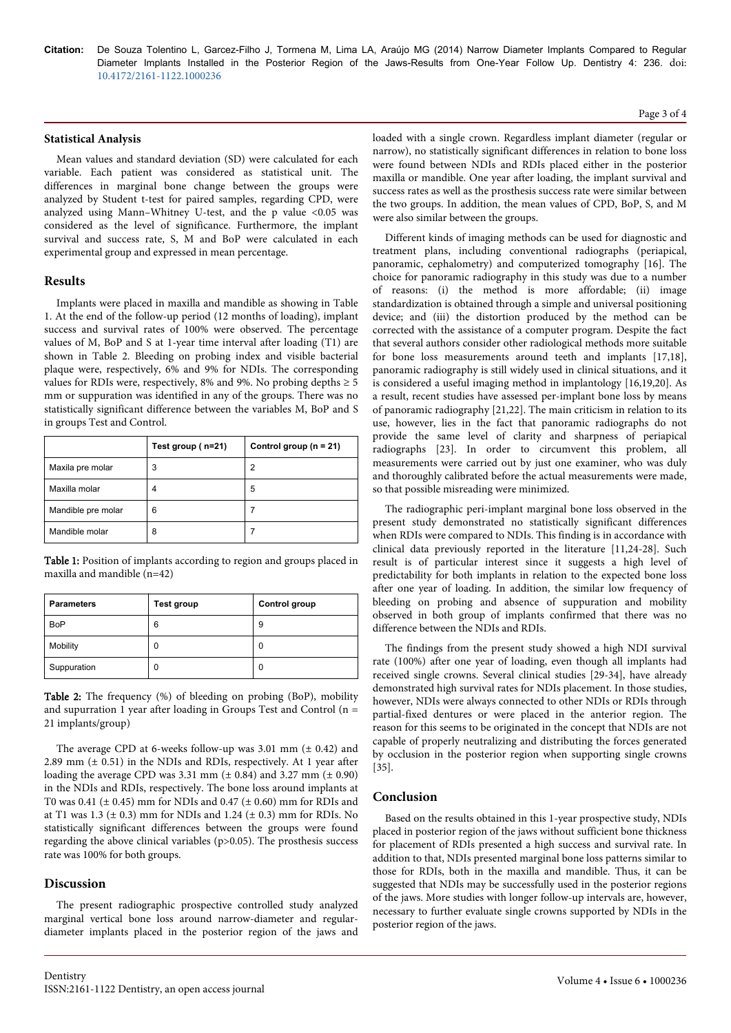## Statistical Analysis

Mean values and standard deviation (SD) were calculated for each variable. Each patient was considered as statistical unit. The differences in marginal bone change between the groups were analyzed by Student t-test for paired samples, regarding CPD, were analyzed using Mann–Whitney U-test, and the p value <0.05 was considered as the level of significance. Furthermore, the implant survival and success rate, S, M and BoP were calculated in each experimental group and expressed in mean percentage.

## Results

Implants were placed in maxilla and mandible as showing in Table 1. At the end of the follow-up period (12 months of loading), implant success and survival rates of 100% were observed. The percentage values of M, BoP and S at 1-year time interval after loading (T1) are shown in Table 2. Bleeding on probing index and visible bacterial plaque were, respectively, 6% and 9% for NDIs. The corresponding values for RDIs were, respectively, 8% and 9%. No probing depths ≥ 5 mm or suppuration was identified in any of the groups. There was no statistically significant difference between the variables M, BoP and S in groups Test and Control.

| | Test group ( n=21) | Control group (n = 21) |
|---|---|---|
| Maxila pre molar | 3 | 2 |
| Maxilla molar | 4 | 5 |
| Mandible pre molar | 6 | 7 |
| Mandible molar | 8 | 7 |

**Table 1:** Position of implants according to region and groups placed in maxilla and mandible (n=42)

| Parameters | Test group | Control group |
|---|---|---|
| BoP | 6 | 9 |
| Mobility | 0 | 0 |
| Suppuration | 0 | 0 |

**Table 2:** The frequency (%) of bleeding on probing (BoP), mobility and supurration 1 year after loading in Groups Test and Control (n = 21 implants/group)

The average CPD at 6-weeks follow-up was 3.01 mm (± 0.42) and 2.89 mm (± 0.51) in the NDIs and RDIs, respectively. At 1 year after loading the average CPD was 3.31 mm (± 0.84) and 3.27 mm (± 0.90) in the NDIs and RDIs, respectively. The bone loss around implants at T0 was 0.41 (± 0.45) mm for NDIs and 0.47 (± 0.60) mm for RDIs and at T1 was 1.3 (± 0.3) mm for NDIs and 1.24 (± 0.3) mm for RDIs. No statistically significant differences between the groups were found regarding the above clinical variables (p>0.05). The prosthesis success rate was 100% for both groups.

## Discussion

The present radiographic prospective controlled study analyzed marginal vertical bone loss around narrow-diameter and regular-diameter implants placed in the posterior region of the jaws and loaded with a single crown. Regardless implant diameter (regular or narrow), no statistically significant differences in relation to bone loss were found between NDIs and RDIs placed either in the posterior maxilla or mandible. One year after loading, the implant survival and success rates as well as the prosthesis success rate were similar between the two groups. In addition, the mean values of CPD, BoP, S, and M were also similar between the groups.

Different kinds of imaging methods can be used for diagnostic and treatment plans, including conventional radiographs (periapical, panoramic, cephalometry) and computerized tomography [16]. The choice for panoramic radiography in this study was due to a number of reasons: (i) the method is more affordable; (ii) image standardization is obtained through a simple and universal positioning device; and (iii) the distortion produced by the method can be corrected with the assistance of a computer program. Despite the fact that several authors consider other radiological methods more suitable for bone loss measurements around teeth and implants [17,18], panoramic radiography is still widely used in clinical situations, and it is considered a useful imaging method in implantology [16,19,20]. As a result, recent studies have assessed per-implant bone loss by means of panoramic radiography [21,22]. The main criticism in relation to its use, however, lies in the fact that panoramic radiographs do not provide the same level of clarity and sharpness of periapical radiographs [23]. In order to circumvent this problem, all measurements were carried out by just one examiner, who was duly and thoroughly calibrated before the actual measurements were made, so that possible misreading were minimized.

The radiographic peri-implant marginal bone loss observed in the present study demonstrated no statistically significant differences when RDIs were compared to NDIs. This finding is in accordance with clinical data previously reported in the literature [11,24-28]. Such result is of particular interest since it suggests a high level of predictability for both implants in relation to the expected bone loss after one year of loading. In addition, the similar low frequency of bleeding on probing and absence of suppuration and mobility observed in both group of implants confirmed that there was no difference between the NDIs and RDIs.

The findings from the present study showed a high NDI survival rate (100%) after one year of loading, even though all implants had received single crowns. Several clinical studies [29-34], have already demonstrated high survival rates for NDIs placement. In those studies, however, NDIs were always connected to other NDIs or RDIs through partial-fixed dentures or were placed in the anterior region. The reason for this seems to be originated in the concept that NDIs are not capable of properly neutralizing and distributing the forces generated by occlusion in the posterior region when supporting single crowns [35].

## Conclusion

Based on the results obtained in this 1-year prospective study, NDIs placed in posterior region of the jaws without sufficient bone thickness for placement of RDIs presented a high success and survival rate. In addition to that, NDIs presented marginal bone loss patterns similar to those for RDIs, both in the maxilla and mandible. Thus, it can be suggested that NDIs may be successfully used in the posterior regions of the jaws. More studies with longer follow-up intervals are, however, necessary to further evaluate single crowns supported by NDIs in the posterior region of the jaws.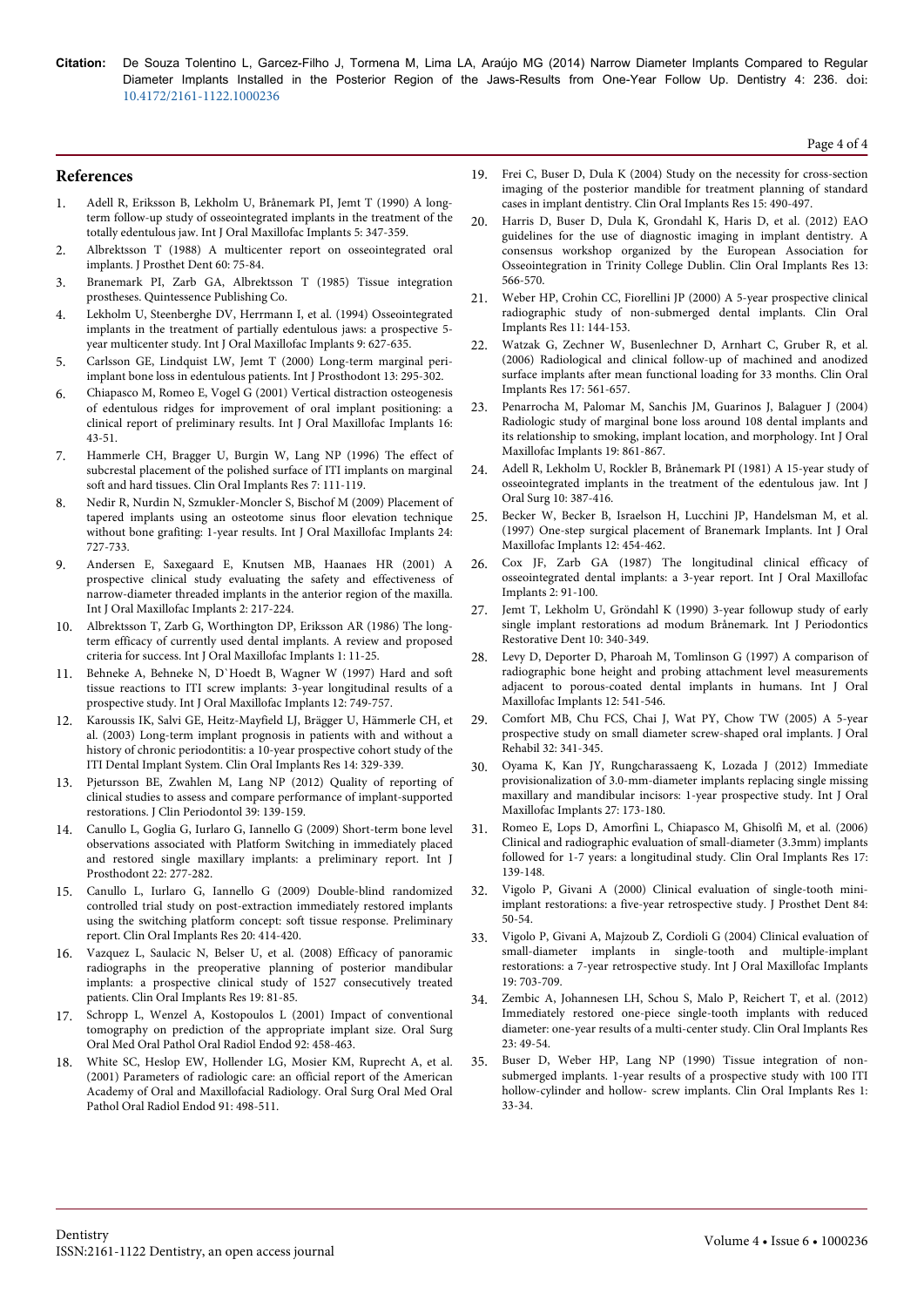## References

1. Adell R, Eriksson B, Lekholm U, Brånemark PI, Jemt T (1990) A long-term follow-up study of osseointegrated implants in the treatment of the totally edentulous jaw. Int J Oral Maxillofac Implants 5: 347-359.
2. Albrektsson T (1988) A multicenter report on osseointegrated oral implants. J Prosthet Dent 60: 75-84.
3. Branemark PI, Zarb GA, Albrektsson T (1985) Tissue integration prostheses. Quintessence Publishing Co.
4. Lekholm U, Steenberghe DV, Herrmann I, et al. (1994) Osseointegrated implants in the treatment of partially edentulous jaws: a prospective 5-year multicenter study. Int J Oral Maxillofac Implants 9: 627-635.
5. Carlsson GE, Lindquist LW, Jemt T (2000) Long-term marginal peri-implant bone loss in edentulous patients. Int J Prosthodont 13: 295-302.
6. Chiapasco M, Romeo E, Vogel G (2001) Vertical distraction osteogenesis of edentulous ridges for improvement of oral implant positioning: a clinical report of preliminary results. Int J Oral Maxillofac Implants 16: 43-51.
7. Hammerle CH, Bragger U, Burgin W, Lang NP (1996) The effect of subcrestal placement of the polished surface of ITI implants on marginal soft and hard tissues. Clin Oral Implants Res 7: 111-119.
8. Nedir R, Nurdin N, Szmukler-Moncler S, Bischof M (2009) Placement of tapered implants using an osteotome sinus floor elevation technique without bone grafting: 1-year results. Int J Oral Maxillofac Implants 24: 727-733.
9. Andersen E, Saxegaard E, Knutsen MB, Haanaes HR (2001) A prospective clinical study evaluating the safety and effectiveness of narrow-diameter threaded implants in the anterior region of the maxilla. Int J Oral Maxillofac Implants 2: 217-224.
10. Albrektsson T, Zarb G, Worthington DP, Eriksson AR (1986) The long-term efficacy of currently used dental implants. A review and proposed criteria for success. Int J Oral Maxillofac Implants 1: 11-25.
11. Behneke A, Behneke N, D`Hoedt B, Wagner W (1997) Hard and soft tissue reactions to ITI screw implants: 3-year longitudinal results of a prospective study. Int J Oral Maxillofac Implants 12: 749-757.
12. Karoussis IK, Salvi GE, Heitz-Mayfield LJ, Brägger U, Hämmerle CH, et al. (2003) Long-term implant prognosis in patients with and without a history of chronic periodontitis: a 10-year prospective cohort study of the ITI Dental Implant System. Clin Oral Implants Res 14: 329-339.
13. Pjetursson BE, Zwahlen M, Lang NP (2012) Quality of reporting of clinical studies to assess and compare performance of implant-supported restorations. J Clin Periodontol 39: 139-159.
14. Canullo L, Goglia G, Iurlaro G, Iannello G (2009) Short-term bone level observations associated with Platform Switching in immediately placed and restored single maxillary implants: a preliminary report. Int J Prosthodont 22: 277-282.
15. Canullo L, Iurlaro G, Iannello G (2009) Double-blind randomized controlled trial study on post-extraction immediately restored implants using the switching platform concept: soft tissue response. Preliminary report. Clin Oral Implants Res 20: 414-420.
16. Vazquez L, Saulacic N, Belser U, et al. (2008) Efficacy of panoramic radiographs in the preoperative planning of posterior mandibular implants: a prospective clinical study of 1527 consecutively treated patients. Clin Oral Implants Res 19: 81-85.
17. Schropp L, Wenzel A, Kostopoulos L (2001) Impact of conventional tomography on prediction of the appropriate implant size. Oral Surg Oral Med Oral Pathol Oral Radiol Endod 92: 458-463.
18. White SC, Heslop EW, Hollender LG, Mosier KM, Ruprecht A, et al. (2001) Parameters of radiologic care: an official report of the American Academy of Oral and Maxillofacial Radiology. Oral Surg Oral Med Oral Pathol Oral Radiol Endod 91: 498-511.
19. Frei C, Buser D, Dula K (2004) Study on the necessity for cross-section imaging of the posterior mandible for treatment planning of standard cases in implant dentistry. Clin Oral Implants Res 15: 490-497.
20. Harris D, Buser D, Dula K, Grondahl K, Haris D, et al. (2012) EAO guidelines for the use of diagnostic imaging in implant dentistry. A consensus workshop organized by the European Association for Osseointegration in Trinity College Dublin. Clin Oral Implants Res 13: 566-570.
21. Weber HP, Crohin CC, Fiorellini JP (2000) A 5-year prospective clinical radiographic study of non-submerged dental implants. Clin Oral Implants Res 11: 144-153.
22. Watzak G, Zechner W, Busenlechner D, Arnhart C, Gruber R, et al. (2006) Radiological and clinical follow-up of machined and anodized surface implants after mean functional loading for 33 months. Clin Oral Implants Res 17: 561-657.
23. Penarrocha M, Palomar M, Sanchis JM, Guarinos J, Balaguer J (2004) Radiologic study of marginal bone loss around 108 dental implants and its relationship to smoking, implant location, and morphology. Int J Oral Maxillofac Implants 19: 861-867.
24. Adell R, Lekholm U, Rockler B, Brånemark PI (1981) A 15-year study of osseointegrated implants in the treatment of the edentulous jaw. Int J Oral Surg 10: 387-416.
25. Becker W, Becker B, Israelson H, Lucchini JP, Handelsman M, et al. (1997) One-step surgical placement of Branemark Implants. Int J Oral Maxillofac Implants 12: 454-462.
26. Cox JF, Zarb GA (1987) The longitudinal clinical efficacy of osseointegrated dental implants: a 3-year report. Int J Oral Maxillofac Implants 2: 91-100.
27. Jemt T, Lekholm U, Gröndahl K (1990) 3-year followup study of early single implant restorations ad modum Brånemark. Int J Periodontics Restorative Dent 10: 340-349.
28. Levy D, Deporter D, Pharoah M, Tomlinson G (1997) A comparison of radiographic bone height and probing attachment level measurements adjacent to porous-coated dental implants in humans. Int J Oral Maxillofac Implants 12: 541-546.
29. Comfort MB, Chu FCS, Chai J, Wat PY, Chow TW (2005) A 5-year prospective study on small diameter screw-shaped oral implants. J Oral Rehabil 32: 341-345.
30. Oyama K, Kan JY, Rungcharassaeng K, Lozada J (2012) Immediate provisionalization of 3.0-mm-diameter implants replacing single missing maxillary and mandibular incisors: 1-year prospective study. Int J Oral Maxillofac Implants 27: 173-180.
31. Romeo E, Lops D, Amorfini L, Chiapasco M, Ghisolfi M, et al. (2006) Clinical and radiographic evaluation of small-diameter (3.3mm) implants followed for 1-7 years: a longitudinal study. Clin Oral Implants Res 17: 139-148.
32. Vigolo P, Givani A (2000) Clinical evaluation of single-tooth mini-implant restorations: a five-year retrospective study. J Prosthet Dent 84: 50-54.
33. Vigolo P, Givani A, Majzoub Z, Cordioli G (2004) Clinical evaluation of small-diameter implants in single-tooth and multiple-implant restorations: a 7-year retrospective study. Int J Oral Maxillofac Implants 19: 703-709.
34. Zembic A, Johannesen LH, Schou S, Malo P, Reichert T, et al. (2012) Immediately restored one-piece single-tooth implants with reduced diameter: one-year results of a multi-center study. Clin Oral Implants Res 23: 49-54.
35. Buser D, Weber HP, Lang NP (1990) Tissue integration of non-submerged implants. 1-year results of a prospective study with 100 ITI hollow-cylinder and hollow- screw implants. Clin Oral Implants Res 1: 33-34.